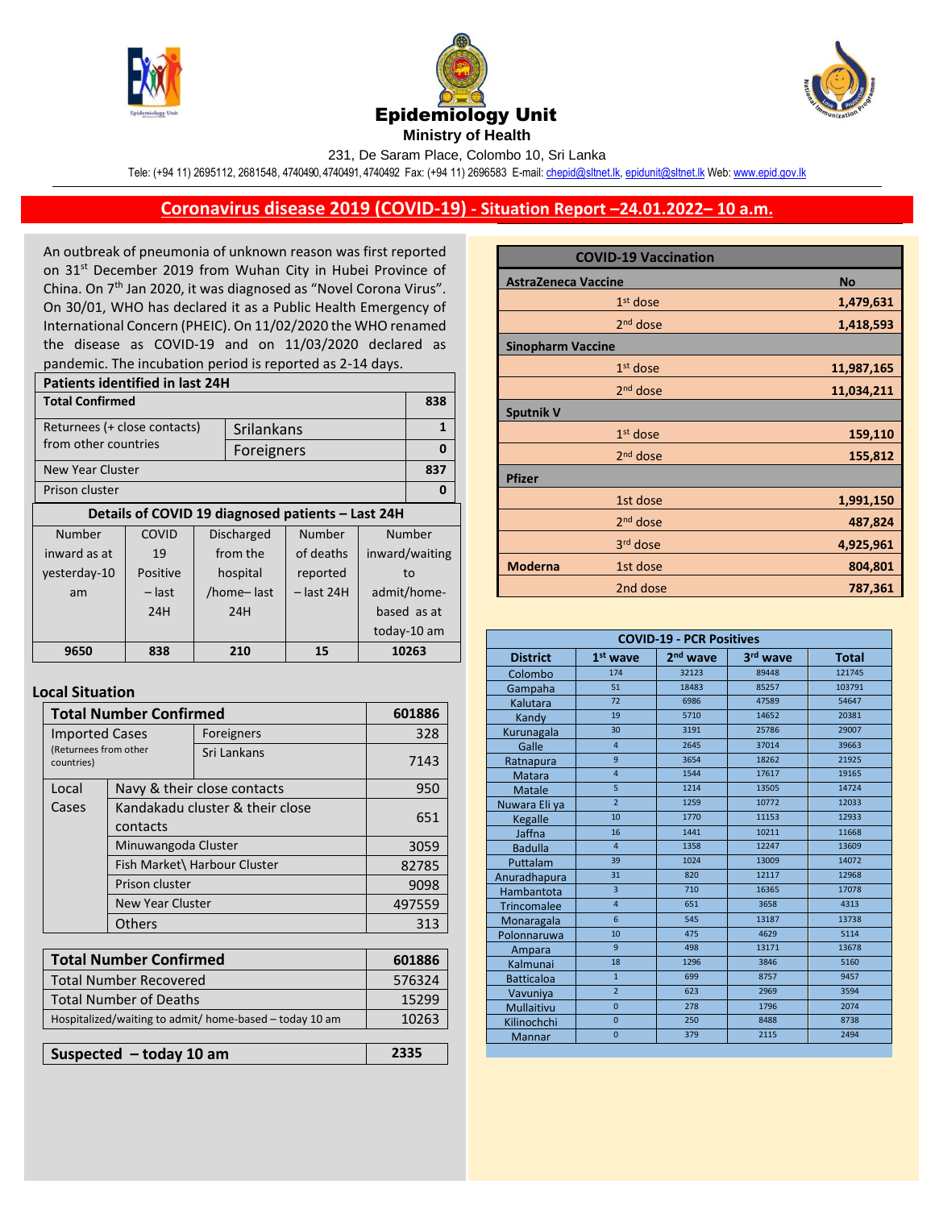# Epidemiology Unit

**Ministry of Health**

231, De Saram Place, Colombo 10, Sri Lanka

Tele: (+94 11) 2695112, 2681548, 4740490, 4740491, 4740492 Fax: (+94 11) 2696583 E-mail: chepid@sltnet.lk, epidunit@sltnet.lk Web: www.epid.gov.lk

## Coronavirus disease 2019 (COVID-19) - Situation Report –24.01.2022– 10 a.m.

An outbreak of pneumonia of unknown reason was first reported on 31st December 2019 from Wuhan City in Hubei Province of China. On 7th Jan 2020, it was diagnosed as "Novel Corona Virus". On 30/01, WHO has declared it as a Public Health Emergency of International Concern (PHEIC). On 11/02/2020 the WHO renamed the disease as COVID-19 and on 11/03/2020 declared as pandemic. The incubation period is reported as 2-14 days.

| Patients identified in last 24H | | |
|---|---|---|
| **Total Confirmed** | | **838** |
| Returnees (+ close contacts) from other countries | Srilankans | **1** |
| | Foreigners | **0** |
| New Year Cluster | | **837** |
| Prison cluster | | **0** |

**Details of COVID 19 diagnosed patients – Last 24H**

| Number inward as at yesterday-10 am | COVID 19 Positive – last 24H | Discharged from the hospital /home– last 24H | Number of deaths reported – last 24H | Number inward/waiting to admit/home-based as at today-10 am |
|---|---|---|---|---|
| **9650** | **838** | **210** | **15** | **10263** |

### Local Situation

| **Total Number Confirmed** | | **601886** |
|---|---|---|
| Imported Cases (Returnees from other countries) | Foreigners | 328 |
| | Sri Lankans | 7143 |
| Local Cases | Navy & their close contacts | 950 |
| | Kandakadu cluster & their close contacts | 651 |
| | Minuwangoda Cluster | 3059 |
| | Fish Market\ Harbour Cluster | 82785 |
| | Prison cluster | 9098 |
| | New Year Cluster | 497559 |
| | Others | 313 |

| **Total Number Confirmed** | **601886** |
|---|---|
| Total Number Recovered | 576324 |
| Total Number of Deaths | 15299 |
| Hospitalized/waiting to admit/ home-based – today 10 am | 10263 |

| **Suspected – today 10 am** | **2335** |
|---|---|

| **COVID-19 Vaccination** | | |
|---|---|---|
| **AstraZeneca Vaccine** | | **No** |
| | 1st dose | **1,479,631** |
| | 2nd dose | **1,418,593** |
| **Sinopharm Vaccine** | | |
| | 1st dose | **11,987,165** |
| | 2nd dose | **11,034,211** |
| **Sputnik V** | | |
| | 1st dose | **159,110** |
| | 2nd dose | **155,812** |
| **Pfizer** | | |
| | 1st dose | **1,991,150** |
| | 2nd dose | **487,824** |
| | 3rd dose | **4,925,961** |
| **Moderna** | 1st dose | **804,801** |
| | 2nd dose | **787,361** |

**COVID-19 - PCR Positives**

| District | 1st wave | 2nd wave | 3rd wave | Total |
|---|---|---|---|---|
| Colombo | 174 | 32123 | 89448 | 121745 |
| Gampaha | 51 | 18483 | 85257 | 103791 |
| Kalutara | 72 | 6986 | 47589 | 54647 |
| Kandy | 19 | 5710 | 14652 | 20381 |
| Kurunagala | 30 | 3191 | 25786 | 29007 |
| Galle | 4 | 2645 | 37014 | 39663 |
| Ratnapura | 9 | 3654 | 18262 | 21925 |
| Matara | 4 | 1544 | 17617 | 19165 |
| Matale | 5 | 1214 | 13505 | 14724 |
| Nuwara Eli ya | 2 | 1259 | 10772 | 12033 |
| Kegalle | 10 | 1770 | 11153 | 12933 |
| Jaffna | 16 | 1441 | 10211 | 11668 |
| Badulla | 4 | 1358 | 12247 | 13609 |
| Puttalam | 39 | 1024 | 13009 | 14072 |
| Anuradhapura | 31 | 820 | 12117 | 12968 |
| Hambantota | 3 | 710 | 16365 | 17078 |
| Trincomalee | 4 | 651 | 3658 | 4313 |
| Monaragala | 6 | 545 | 13187 | 13738 |
| Polonnaruwa | 10 | 475 | 4629 | 5114 |
| Ampara | 9 | 498 | 13171 | 13678 |
| Kalmunai | 18 | 1296 | 3846 | 5160 |
| Batticaloa | 1 | 699 | 8757 | 9457 |
| Vavuniya | 2 | 623 | 2969 | 3594 |
| Mullaitivu | 0 | 278 | 1796 | 2074 |
| Kilinochchi | 0 | 250 | 8488 | 8738 |
| Mannar | 0 | 379 | 2115 | 2494 |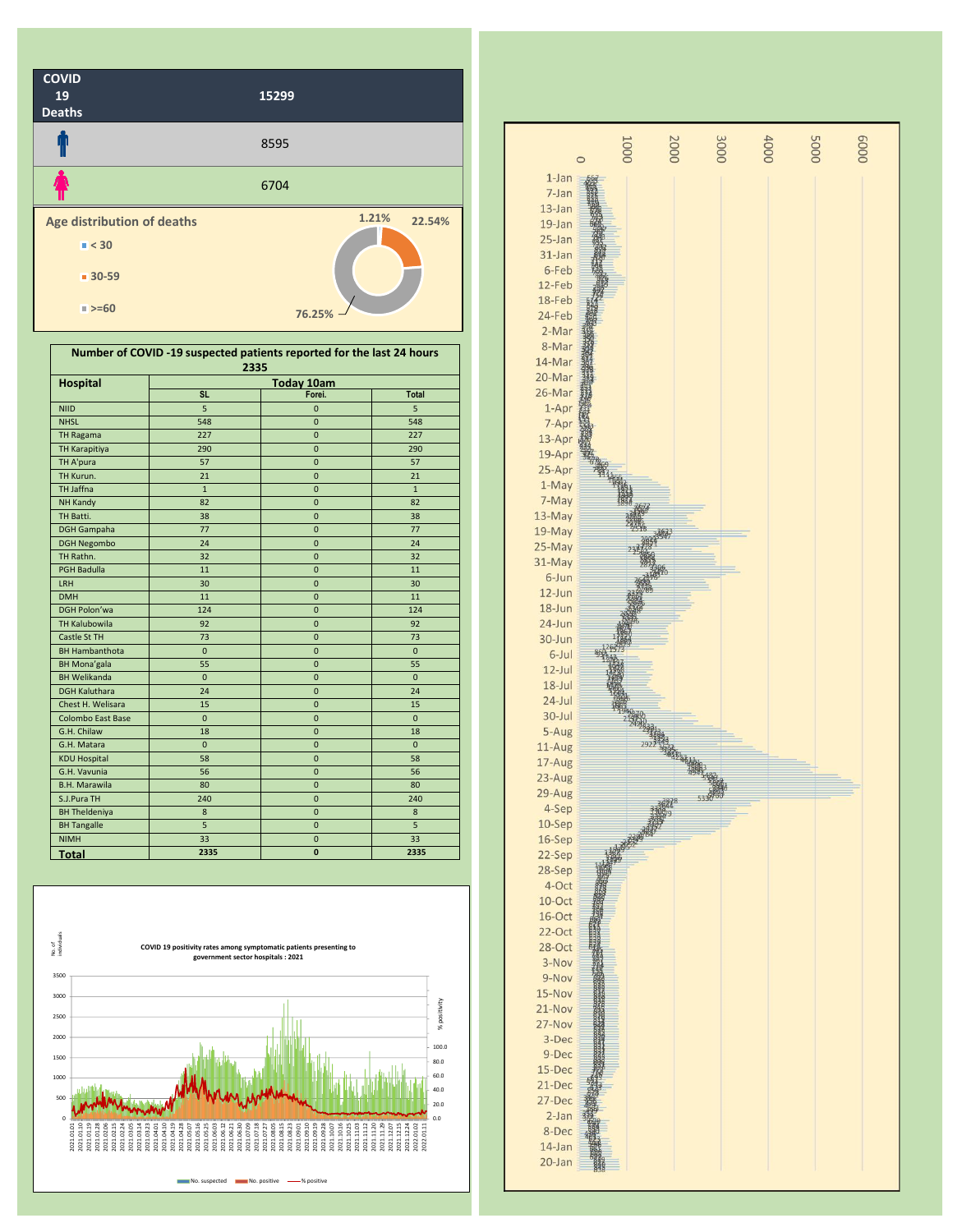| COVID 19 Deaths | 15299 |
|---|---|
| Male | 8595 |
| Female | 6704 |

**Age distribution of deaths**

- < 30
- 30-59
- >=60

1.21%
22.54%
76.25%

| Number of COVID -19 suspected patients reported for the last 24 hours 2335 | | | |
|---|---|---|---|
| Hospital | Today 10am | | |
| | SL | Forei. | Total |
| NIID | 5 | 0 | 5 |
| NHSL | 548 | 0 | 548 |
| TH Ragama | 227 | 0 | 227 |
| TH Karapitiya | 290 | 0 | 290 |
| TH A'pura | 57 | 0 | 57 |
| TH Kurun. | 21 | 0 | 21 |
| TH Jaffna | 1 | 0 | 1 |
| NH Kandy | 82 | 0 | 82 |
| TH Batti. | 38 | 0 | 38 |
| DGH Gampaha | 77 | 0 | 77 |
| DGH Negombo | 24 | 0 | 24 |
| TH Rathn. | 32 | 0 | 32 |
| PGH Badulla | 11 | 0 | 11 |
| LRH | 30 | 0 | 30 |
| DMH | 11 | 0 | 11 |
| DGH Polon'wa | 124 | 0 | 124 |
| TH Kalubowila | 92 | 0 | 92 |
| Castle St TH | 73 | 0 | 73 |
| BH Hambanthota | 0 | 0 | 0 |
| BH Mona'gala | 55 | 0 | 55 |
| BH Welikanda | 0 | 0 | 0 |
| DGH Kaluthara | 24 | 0 | 24 |
| Chest H. Welisara | 15 | 0 | 15 |
| Colombo East Base | 0 | 0 | 0 |
| G.H. Chilaw | 18 | 0 | 18 |
| G.H. Matara | 0 | 0 | 0 |
| KDU Hospital | 58 | 0 | 58 |
| G.H. Vavunia | 56 | 0 | 56 |
| B.H. Marawila | 80 | 0 | 80 |
| S.J.Pura TH | 240 | 0 | 240 |
| BH Theldeniya | 8 | 0 | 8 |
| BH Tangalle | 5 | 0 | 5 |
| NIMH | 33 | 0 | 33 |
| **Total** | **2335** | **0** | **2335** |

COVID 19 positivity rates among symptomatic patients presenting to government sector hospitals : 2021

No. of individuals

% positivity

No. suspected
No. positive
% positive

0
1000
2000
3000
4000
5000
6000

1-Jan
7-Jan
13-Jan
19-Jan
25-Jan
31-Jan
6-Feb
12-Feb
18-Feb
24-Feb
2-Mar
8-Mar
14-Mar
20-Mar
26-Mar
1-Apr
7-Apr
13-Apr
19-Apr
25-Apr
1-May
7-May
13-May
19-May
25-May
31-May
6-Jun
12-Jun
18-Jun
24-Jun
30-Jun
6-Jul
12-Jul
18-Jul
24-Jul
30-Jul
5-Aug
11-Aug
17-Aug
23-Aug
29-Aug
4-Sep
10-Sep
16-Sep
22-Sep
28-Sep
4-Oct
10-Oct
16-Oct
22-Oct
28-Oct
3-Nov
9-Nov
15-Nov
21-Nov
27-Nov
3-Dec
9-Dec
15-Dec
21-Dec
27-Dec
2-Jan
8-Jan
14-Jan
20-Jan